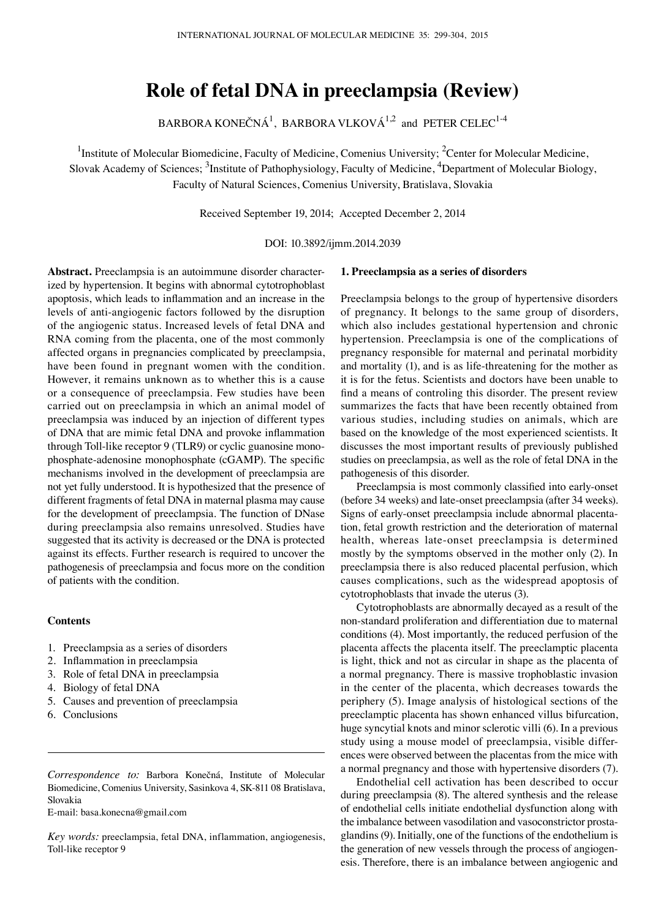# Role of fetal DNA in preeclampsia (Review)

BARBORA KONEČNÁ[1], BARBORA VLKOVÁ[1,2] and PETER CELEC[1-4]

[1]Institute of Molecular Biomedicine, Faculty of Medicine, Comenius University; [2]Center for Molecular Medicine, Slovak Academy of Sciences; [3]Institute of Pathophysiology, Faculty of Medicine, [4]Department of Molecular Biology, Faculty of Natural Sciences, Comenius University, Bratislava, Slovakia

Received September 19, 2014; Accepted December 2, 2014

DOI: 10.3892/ijmm.2014.2039

**Abstract.** Preeclampsia is an autoimmune disorder characterized by hypertension. It begins with abnormal cytotrophoblast apoptosis, which leads to inflammation and an increase in the levels of anti-angiogenic factors followed by the disruption of the angiogenic status. Increased levels of fetal DNA and RNA coming from the placenta, one of the most commonly affected organs in pregnancies complicated by preeclampsia, have been found in pregnant women with the condition. However, it remains unknown as to whether this is a cause or a consequence of preeclampsia. Few studies have been carried out on preeclampsia in which an animal model of preeclampsia was induced by an injection of different types of DNA that are mimic fetal DNA and provoke inflammation through Toll-like receptor 9 (TLR9) or cyclic guanosine monophosphate-adenosine monophosphate (cGAMP). The specific mechanisms involved in the development of preeclampsia are not yet fully understood. It is hypothesized that the presence of different fragments of fetal DNA in maternal plasma may cause for the development of preeclampsia. The function of DNase during preeclampsia also remains unresolved. Studies have suggested that its activity is decreased or the DNA is protected against its effects. Further research is required to uncover the pathogenesis of preeclampsia and focus more on the condition of patients with the condition.

**Contents**

1. Preeclampsia as a series of disorders
2. Inflammation in preeclampsia
3. Role of fetal DNA in preeclampsia
4. Biology of fetal DNA
5. Causes and prevention of preeclampsia
6. Conclusions

*Correspondence to:* Barbora Konečná, Institute of Molecular Biomedicine, Comenius University, Sasinkova 4, SK-811 08 Bratislava, Slovakia
E-mail: basa.konecna@gmail.com

*Key words:* preeclampsia, fetal DNA, inflammation, angiogenesis, Toll-like receptor 9

## 1. Preeclampsia as a series of disorders

Preeclampsia belongs to the group of hypertensive disorders of pregnancy. It belongs to the same group of disorders, which also includes gestational hypertension and chronic hypertension. Preeclampsia is one of the complications of pregnancy responsible for maternal and perinatal morbidity and mortality (1), and is as life-threatening for the mother as it is for the fetus. Scientists and doctors have been unable to find a means of controling this disorder. The present review summarizes the facts that have been recently obtained from various studies, including studies on animals, which are based on the knowledge of the most experienced scientists. It discusses the most important results of previously published studies on preeclampsia, as well as the role of fetal DNA in the pathogenesis of this disorder.

Preeclampsia is most commonly classified into early-onset (before 34 weeks) and late-onset preeclampsia (after 34 weeks). Signs of early-onset preeclampsia include abnormal placentation, fetal growth restriction and the deterioration of maternal health, whereas late-onset preeclampsia is determined mostly by the symptoms observed in the mother only (2). In preeclampsia there is also reduced placental perfusion, which causes complications, such as the widespread apoptosis of cytotrophoblasts that invade the uterus (3).

Cytotrophoblasts are abnormally decayed as a result of the non-standard proliferation and differentiation due to maternal conditions (4). Most importantly, the reduced perfusion of the placenta affects the placenta itself. The preeclamptic placenta is light, thick and not as circular in shape as the placenta of a normal pregnancy. There is massive trophoblastic invasion in the center of the placenta, which decreases towards the periphery (5). Image analysis of histological sections of the preeclamptic placenta has shown enhanced villus bifurcation, huge syncytial knots and minor sclerotic villi (6). In a previous study using a mouse model of preeclampsia, visible differences were observed between the placentas from the mice with a normal pregnancy and those with hypertensive disorders (7).

Endothelial cell activation has been described to occur during preeclampsia (8). The altered synthesis and the release of endothelial cells initiate endothelial dysfunction along with the imbalance between vasodilation and vasoconstrictor prostaglandins (9). Initially, one of the functions of the endothelium is the generation of new vessels through the process of angiogenesis. Therefore, there is an imbalance between angiogenic and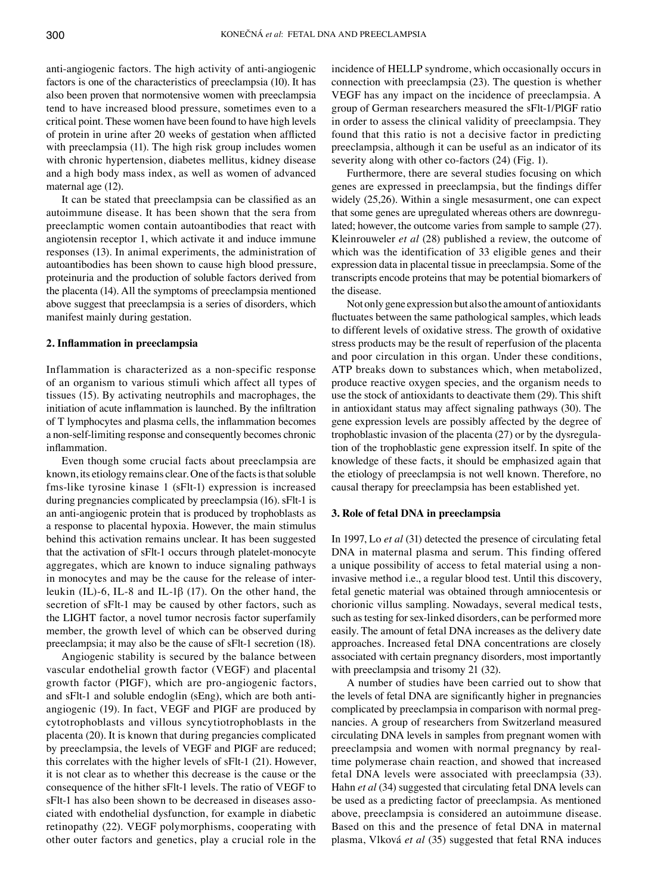anti-angiogenic factors. The high activity of anti-angiogenic factors is one of the characteristics of preeclampsia (10). It has also been proven that normotensive women with preeclampsia tend to have increased blood pressure, sometimes even to a critical point. These women have been found to have high levels of protein in urine after 20 weeks of gestation when afflicted with preeclampsia (11). The high risk group includes women with chronic hypertension, diabetes mellitus, kidney disease and a high body mass index, as well as women of advanced maternal age (12).

It can be stated that preeclampsia can be classified as an autoimmune disease. It has been shown that the sera from preeclamptic women contain autoantibodies that react with angiotensin receptor 1, which activate it and induce immune responses (13). In animal experiments, the administration of autoantibodies has been shown to cause high blood pressure, proteinuria and the production of soluble factors derived from the placenta (14). All the symptoms of preeclampsia mentioned above suggest that preeclampsia is a series of disorders, which manifest mainly during gestation.

## 2. Inflammation in preeclampsia

Inflammation is characterized as a non-specific response of an organism to various stimuli which affect all types of tissues (15). By activating neutrophils and macrophages, the initiation of acute inflammation is launched. By the infiltration of T lymphocytes and plasma cells, the inflammation becomes a non-self-limiting response and consequently becomes chronic inflammation.

Even though some crucial facts about preeclampsia are known, its etiology remains clear. One of the facts is that soluble fms-like tyrosine kinase 1 (sFlt-1) expression is increased during pregnancies complicated by preeclampsia (16). sFlt-1 is an anti-angiogenic protein that is produced by trophoblasts as a response to placental hypoxia. However, the main stimulus behind this activation remains unclear. It has been suggested that the activation of sFlt-1 occurs through platelet-monocyte aggregates, which are known to induce signaling pathways in monocytes and may be the cause for the release of interleukin (IL)-6, IL-8 and IL-1β (17). On the other hand, the secretion of sFlt-1 may be caused by other factors, such as the LIGHT factor, a novel tumor necrosis factor superfamily member, the growth level of which can be observed during preeclampsia; it may also be the cause of sFlt-1 secretion (18).

Angiogenic stability is secured by the balance between vascular endothelial growth factor (VEGF) and placental growth factor (PIGF), which are pro-angiogenic factors, and sFlt-1 and soluble endoglin (sEng), which are both anti-angiogenic (19). In fact, VEGF and PIGF are produced by cytotrophoblasts and villous syncytiotrophoblasts in the placenta (20). It is known that during pregancies complicated by preeclampsia, the levels of VEGF and PIGF are reduced; this correlates with the higher levels of sFlt-1 (21). However, it is not clear as to whether this decrease is the cause or the consequence of the hither sFlt-1 levels. The ratio of VEGF to sFlt-1 has also been shown to be decreased in diseases associated with endothelial dysfunction, for example in diabetic retinopathy (22). VEGF polymorphisms, cooperating with other outer factors and genetics, play a crucial role in the incidence of HELLP syndrome, which occasionally occurs in connection with preeclampsia (23). The question is whether VEGF has any impact on the incidence of preeclampsia. A group of German researchers measured the sFlt-1/PlGF ratio in order to assess the clinical validity of preeclampsia. They found that this ratio is not a decisive factor in predicting preeclampsia, although it can be useful as an indicator of its severity along with other co-factors (24) (Fig. 1).

Furthermore, there are several studies focusing on which genes are expressed in preeclampsia, but the findings differ widely (25,26). Within a single mesasurment, one can expect that some genes are upregulated whereas others are downregulated; however, the outcome varies from sample to sample (27). Kleinrouweler *et al* (28) published a review, the outcome of which was the identification of 33 eligible genes and their expression data in placental tissue in preeclampsia. Some of the transcripts encode proteins that may be potential biomarkers of the disease.

Not only gene expression but also the amount of antioxidants fluctuates between the same pathological samples, which leads to different levels of oxidative stress. The growth of oxidative stress products may be the result of reperfusion of the placenta and poor circulation in this organ. Under these conditions, ATP breaks down to substances which, when metabolized, produce reactive oxygen species, and the organism needs to use the stock of antioxidants to deactivate them (29). This shift in antioxidant status may affect signaling pathways (30). The gene expression levels are possibly affected by the degree of trophoblastic invasion of the placenta (27) or by the dysregulation of the trophoblastic gene expression itself. In spite of the knowledge of these facts, it should be emphasized again that the etiology of preeclampsia is not well known. Therefore, no causal therapy for preeclampsia has been established yet.

## 3. Role of fetal DNA in preeclampsia

In 1997, Lo *et al* (31) detected the presence of circulating fetal DNA in maternal plasma and serum. This finding offered a unique possibility of access to fetal material using a non-invasive method i.e., a regular blood test. Until this discovery, fetal genetic material was obtained through amniocentesis or chorionic villus sampling. Nowadays, several medical tests, such as testing for sex-linked disorders, can be performed more easily. The amount of fetal DNA increases as the delivery date approaches. Increased fetal DNA concentrations are closely associated with certain pregnancy disorders, most importantly with preeclampsia and trisomy 21 (32).

A number of studies have been carried out to show that the levels of fetal DNA are significantly higher in pregnancies complicated by preeclampsia in comparison with normal pregnancies. A group of researchers from Switzerland measured circulating DNA levels in samples from pregnant women with preeclampsia and women with normal pregnancy by real-time polymerase chain reaction, and showed that increased fetal DNA levels were associated with preeclampsia (33). Hahn *et al* (34) suggested that circulating fetal DNA levels can be used as a predicting factor of preeclampsia. As mentioned above, preeclampsia is considered an autoimmune disease. Based on this and the presence of fetal DNA in maternal plasma, Vlková *et al* (35) suggested that fetal RNA induces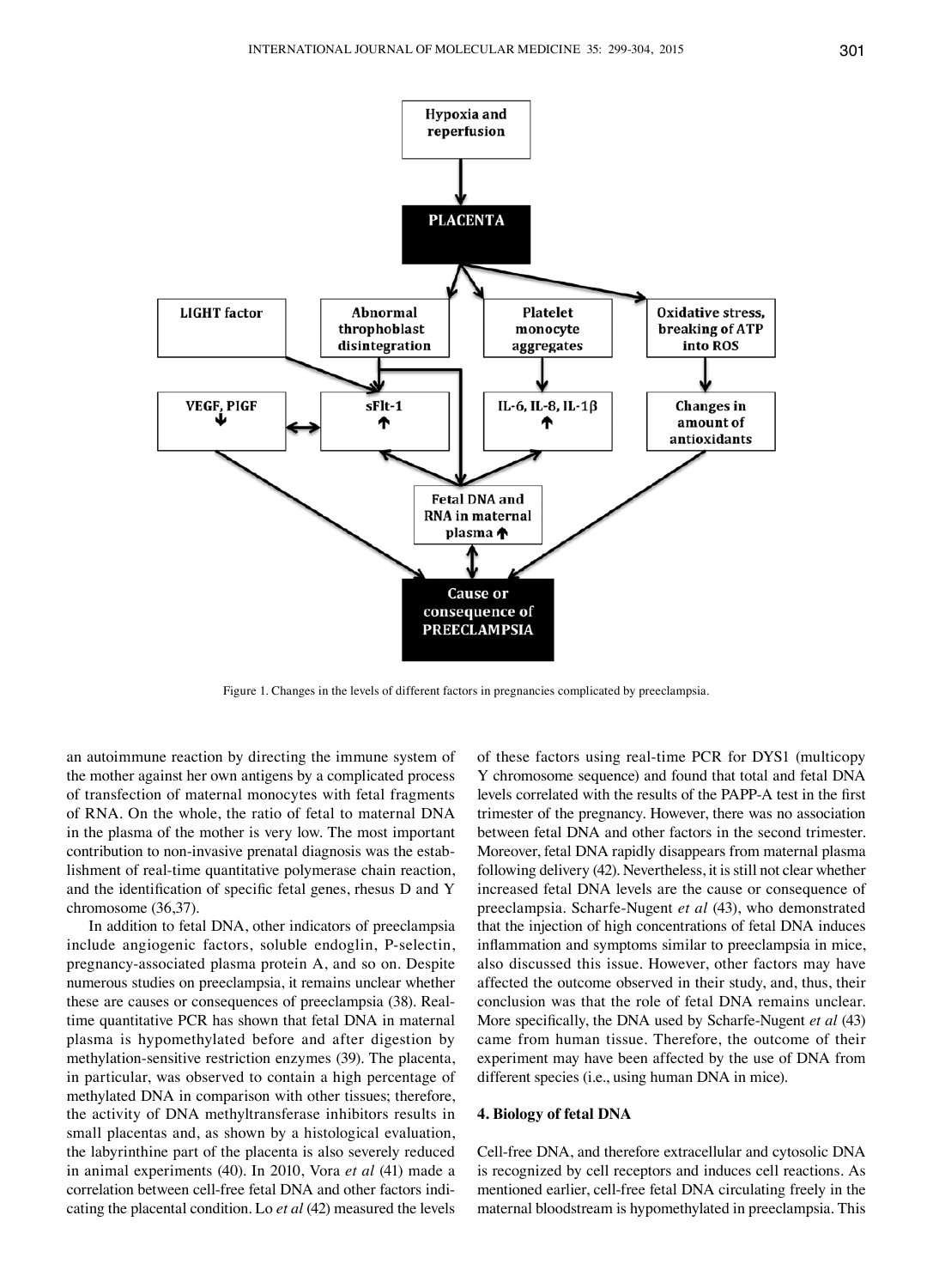Figure 1. Changes in the levels of different factors in pregnancies complicated by preeclampsia.

an autoimmune reaction by directing the immune system of the mother against her own antigens by a complicated process of transfection of maternal monocytes with fetal fragments of RNA. On the whole, the ratio of fetal to maternal DNA in the plasma of the mother is very low. The most important contribution to non-invasive prenatal diagnosis was the establishment of real-time quantitative polymerase chain reaction, and the identification of specific fetal genes, rhesus D and Y chromosome (36,37).

In addition to fetal DNA, other indicators of preeclampsia include angiogenic factors, soluble endoglin, P-selectin, pregnancy-associated plasma protein A, and so on. Despite numerous studies on preeclampsia, it remains unclear whether these are causes or consequences of preeclampsia (38). Real-time quantitative PCR has shown that fetal DNA in maternal plasma is hypomethylated before and after digestion by methylation-sensitive restriction enzymes (39). The placenta, in particular, was observed to contain a high percentage of methylated DNA in comparison with other tissues; therefore, the activity of DNA methyltransferase inhibitors results in small placentas and, as shown by a histological evaluation, the labyrinthine part of the placenta is also severely reduced in animal experiments (40). In 2010, Vora *et al* (41) made a correlation between cell-free fetal DNA and other factors indicating the placental condition. Lo *et al* (42) measured the levels of these factors using real-time PCR for DYS1 (multicopy Y chromosome sequence) and found that total and fetal DNA levels correlated with the results of the PAPP-A test in the first trimester of the pregnancy. However, there was no association between fetal DNA and other factors in the second trimester. Moreover, fetal DNA rapidly disappears from maternal plasma following delivery (42). Nevertheless, it is still not clear whether increased fetal DNA levels are the cause or consequence of preeclampsia. Scharfe-Nugent *et al* (43), who demonstrated that the injection of high concentrations of fetal DNA induces inflammation and symptoms similar to preeclampsia in mice, also discussed this issue. However, other factors may have affected the outcome observed in their study, and, thus, their conclusion was that the role of fetal DNA remains unclear. More specifically, the DNA used by Scharfe-Nugent *et al* (43) came from human tissue. Therefore, the outcome of their experiment may have been affected by the use of DNA from different species (i.e., using human DNA in mice).

## 4. Biology of fetal DNA

Cell-free DNA, and therefore extracellular and cytosolic DNA is recognized by cell receptors and induces cell reactions. As mentioned earlier, cell-free fetal DNA circulating freely in the maternal bloodstream is hypomethylated in preeclampsia. This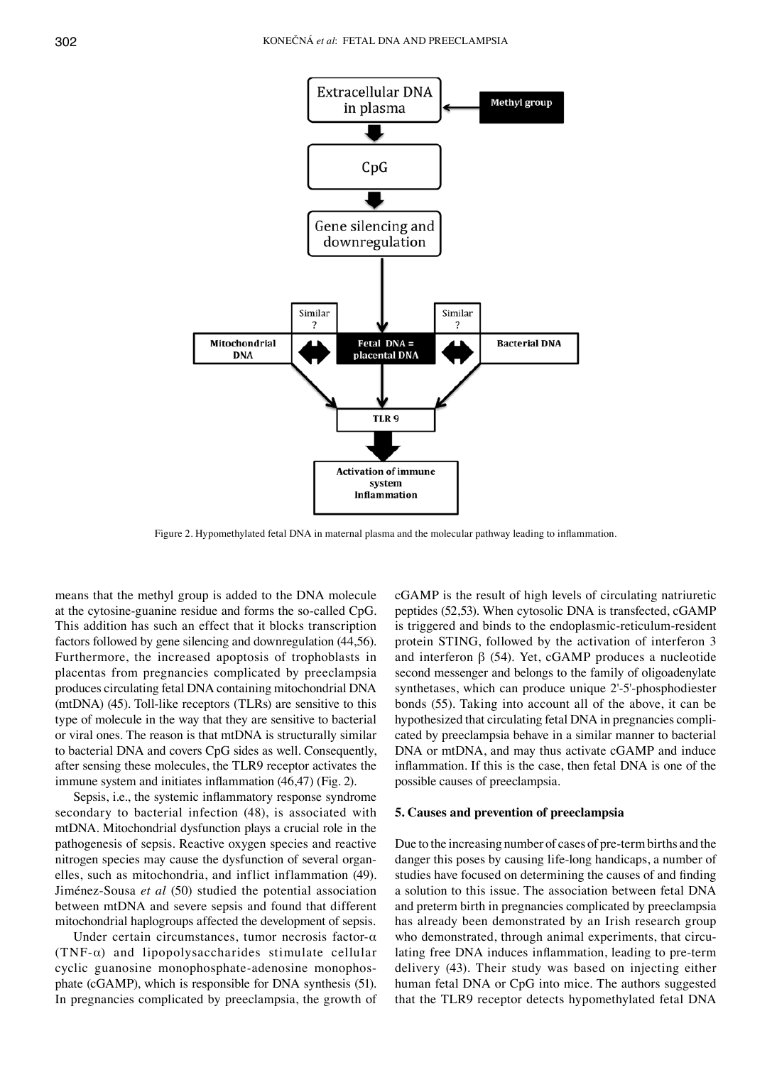Figure 2. Hypomethylated fetal DNA in maternal plasma and the molecular pathway leading to inflammation.

means that the methyl group is added to the DNA molecule at the cytosine-guanine residue and forms the so-called CpG. This addition has such an effect that it blocks transcription factors followed by gene silencing and downregulation (44,56). Furthermore, the increased apoptosis of trophoblasts in placentas from pregnancies complicated by preeclampsia produces circulating fetal DNA containing mitochondrial DNA (mtDNA) (45). Toll-like receptors (TLRs) are sensitive to this type of molecule in the way that they are sensitive to bacterial or viral ones. The reason is that mtDNA is structurally similar to bacterial DNA and covers CpG sides as well. Consequently, after sensing these molecules, the TLR9 receptor activates the immune system and initiates inflammation (46,47) (Fig. 2).

Sepsis, i.e., the systemic inflammatory response syndrome secondary to bacterial infection (48), is associated with mtDNA. Mitochondrial dysfunction plays a crucial role in the pathogenesis of sepsis. Reactive oxygen species and reactive nitrogen species may cause the dysfunction of several organelles, such as mitochondria, and inflict inflammation (49). Jiménez-Sousa *et al* (50) studied the potential association between mtDNA and severe sepsis and found that different mitochondrial haplogroups affected the development of sepsis.

Under certain circumstances, tumor necrosis factor-α (TNF-α) and lipopolysaccharides stimulate cellular cyclic guanosine monophosphate-adenosine monophosphate (cGAMP), which is responsible for DNA synthesis (51). In pregnancies complicated by preeclampsia, the growth of cGAMP is the result of high levels of circulating natriuretic peptides (52,53). When cytosolic DNA is transfected, cGAMP is triggered and binds to the endoplasmic-reticulum-resident protein STING, followed by the activation of interferon 3 and interferon β (54). Yet, cGAMP produces a nucleotide second messenger and belongs to the family of oligoadenylate synthetases, which can produce unique 2'-5'-phosphodiester bonds (55). Taking into account all of the above, it can be hypothesized that circulating fetal DNA in pregnancies complicated by preeclampsia behave in a similar manner to bacterial DNA or mtDNA, and may thus activate cGAMP and induce inflammation. If this is the case, then fetal DNA is one of the possible causes of preeclampsia.

## 5. Causes and prevention of preeclampsia

Due to the increasing number of cases of pre-term births and the danger this poses by causing life-long handicaps, a number of studies have focused on determining the causes of and finding a solution to this issue. The association between fetal DNA and preterm birth in pregnancies complicated by preeclampsia has already been demonstrated by an Irish research group who demonstrated, through animal experiments, that circulating free DNA induces inflammation, leading to pre-term delivery (43). Their study was based on injecting either human fetal DNA or CpG into mice. The authors suggested that the TLR9 receptor detects hypomethylated fetal DNA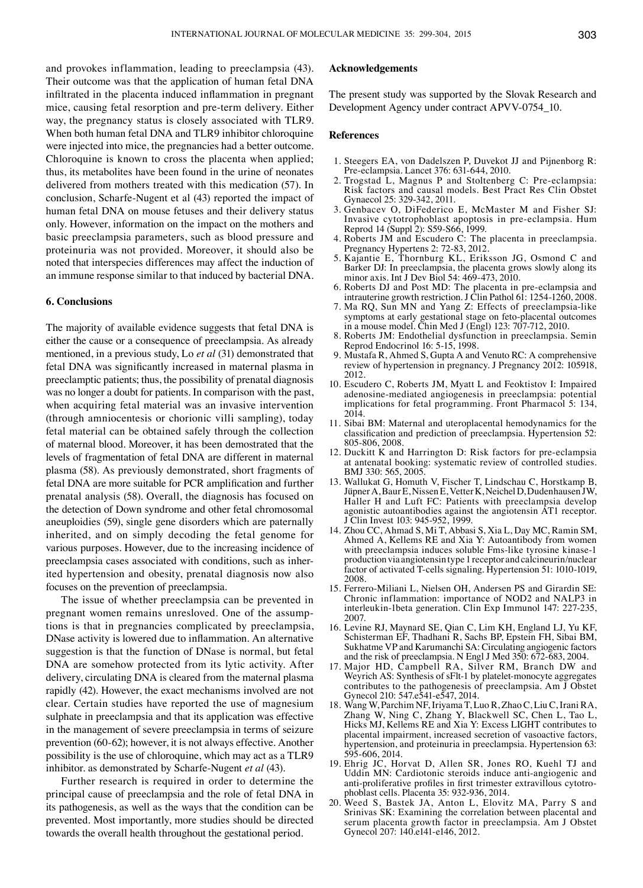and provokes inflammation, leading to preeclampsia (43). Their outcome was that the application of human fetal DNA infiltrated in the placenta induced inflammation in pregnant mice, causing fetal resorption and pre-term delivery. Either way, the pregnancy status is closely associated with TLR9. When both human fetal DNA and TLR9 inhibitor chloroquine were injected into mice, the pregnancies had a better outcome. Chloroquine is known to cross the placenta when applied; thus, its metabolites have been found in the urine of neonates delivered from mothers treated with this medication (57). In conclusion, Scharfe-Nugent et al (43) reported the impact of human fetal DNA on mouse fetuses and their delivery status only. However, information on the impact on the mothers and basic preeclampsia parameters, such as blood pressure and proteinuria was not provided. Moreover, it should also be noted that interspecies differences may affect the induction of an immune response similar to that induced by bacterial DNA.

## 6. Conclusions

The majority of available evidence suggests that fetal DNA is either the cause or a consequence of preeclampsia. As already mentioned, in a previous study, Lo *et al* (31) demonstrated that fetal DNA was significantly increased in maternal plasma in preeclamptic patients; thus, the possibility of prenatal diagnosis was no longer a doubt for patients. In comparison with the past, when acquiring fetal material was an invasive intervention (through amniocentesis or chorionic villi sampling), today fetal material can be obtained safely through the collection of maternal blood. Moreover, it has been demostrated that the levels of fragmentation of fetal DNA are different in maternal plasma (58). As previously demonstrated, short fragments of fetal DNA are more suitable for PCR amplification and further prenatal analysis (58). Overall, the diagnosis has focused on the detection of Down syndrome and other fetal chromosomal aneuploidies (59), single gene disorders which are paternally inherited, and on simply decoding the fetal genome for various purposes. However, due to the increasing incidence of preeclampsia cases associated with conditions, such as inherited hypertension and obesity, prenatal diagnosis now also focuses on the prevention of preeclampsia.

The issue of whether preeclampsia can be prevented in pregnant women remains unresloved. One of the assumptions is that in pregnancies complicated by preeclampsia, DNase activity is lowered due to inflammation. An alternative suggestion is that the function of DNase is normal, but fetal DNA are somehow protected from its lytic activity. After delivery, circulating DNA is cleared from the maternal plasma rapidly (42). However, the exact mechanisms involved are not clear. Certain studies have reported the use of magnesium sulphate in preeclampsia and that its application was effective in the management of severe preeclampsia in terms of seizure prevention (60-62); however, it is not always effective. Another possibility is the use of chloroquine, which may act as a TLR9 inhibitor. as demonstrated by Scharfe-Nugent *et al* (43).

Further research is required in order to determine the principal cause of preeclampsia and the role of fetal DNA in its pathogenesis, as well as the ways that the condition can be prevented. Most importantly, more studies should be directed towards the overall health throughout the gestational period.

## Acknowledgements

The present study was supported by the Slovak Research and Development Agency under contract APVV-0754_10.

## References

1. Steegers EA, von Dadelszen P, Duvekot JJ and Pijnenborg R: Pre-eclampsia. Lancet 376: 631-644, 2010.
2. Trogstad L, Magnus P and Stoltenberg C: Pre-eclampsia: Risk factors and causal models. Best Pract Res Clin Obstet Gynaecol 25: 329-342, 2011.
3. Genbacev O, DiFederico E, McMaster M and Fisher SJ: Invasive cytotrophoblast apoptosis in pre-eclampsia. Hum Reprod 14 (Suppl 2): S59-S66, 1999.
4. Roberts JM and Escudero C: The placenta in preeclampsia. Pregnancy Hypertens 2: 72-83, 2012.
5. Kajantie E, Thornburg KL, Eriksson JG, Osmond C and Barker DJ: In preeclampsia, the placenta grows slowly along its minor axis. Int J Dev Biol 54: 469-473, 2010.
6. Roberts DJ and Post MD: The placenta in pre-eclampsia and intrauterine growth restriction. J Clin Pathol 61: 1254-1260, 2008.
7. Ma RQ, Sun MN and Yang Z: Effects of preeclampsia-like symptoms at early gestational stage on feto-placental outcomes in a mouse model. Chin Med J (Engl) 123: 707-712, 2010.
8. Roberts JM: Endothelial dysfunction in preeclampsia. Semin Reprod Endocrinol 16: 5-15, 1998.
9. Mustafa R, Ahmed S, Gupta A and Venuto RC: A comprehensive review of hypertension in pregnancy. J Pregnancy 2012: 105918, 2012.
10. Escudero C, Roberts JM, Myatt L and Feoktistov I: Impaired adenosine-mediated angiogenesis in preeclampsia: potential implications for fetal programming. Front Pharmacol 5: 134, 2014.
11. Sibai BM: Maternal and uteroplacental hemodynamics for the classification and prediction of preeclampsia. Hypertension 52: 805-806, 2008.
12. Duckitt K and Harrington D: Risk factors for pre-eclampsia at antenatal booking: systematic review of controlled studies. BMJ 330: 565, 2005.
13. Wallukat G, Homuth V, Fischer T, Lindschau C, Horstkamp B, Jüpner A, Baur E, Nissen E, Vetter K, Neichel D, Dudenhausen JW, Haller H and Luft FC: Patients with preeclampsia develop agonistic autoantibodies against the angiotensin AT1 receptor. J Clin Invest 103: 945-952, 1999.
14. Zhou CC, Ahmad S, Mi T, Abbasi S, Xia L, Day MC, Ramin SM, Ahmed A, Kellems RE and Xia Y: Autoantibody from women with preeclampsia induces soluble Fms-like tyrosine kinase-1 production via angiotensin type 1 receptor and calcineurin/nuclear factor of activated T-cells signaling. Hypertension 51: 1010-1019, 2008.
15. Ferrero-Miliani L, Nielsen OH, Andersen PS and Girardin SE: Chronic inflammation: importance of NOD2 and NALP3 in interleukin-1beta generation. Clin Exp Immunol 147: 227-235, 2007.
16. Levine RJ, Maynard SE, Qian C, Lim KH, England LJ, Yu KF, Schisterman EF, Thadhani R, Sachs BP, Epstein FH, Sibai BM, Sukhatme VP and Karumanchi SA: Circulating angiogenic factors and the risk of preeclampsia. N Engl J Med 350: 672-683, 2004.
17. Major HD, Campbell RA, Silver RM, Branch DW and Weyrich AS: Synthesis of sFlt-1 by platelet-monocyte aggregates contributes to the pathogenesis of preeclampsia. Am J Obstet Gynecol 210: 547.e541-e547, 2014.
18. Wang W, Parchim NF, Iriyama T, Luo R, Zhao C, Liu C, Irani RA, Zhang W, Ning C, Zhang Y, Blackwell SC, Chen L, Tao L, Hicks MJ, Kellems RE and Xia Y: Excess LIGHT contributes to placental impairment, increased secretion of vasoactive factors, hypertension, and proteinuria in preeclampsia. Hypertension 63: 595-606, 2014.
19. Ehrig JC, Horvat D, Allen SR, Jones RO, Kuehl TJ and Uddin MN: Cardiotonic steroids induce anti-angiogenic and anti-proliferative profiles in first trimester extravillous cytotrophoblast cells. Placenta 35: 932-936, 2014.
20. Weed S, Bastek JA, Anton L, Elovitz MA, Parry S and Srinivas SK: Examining the correlation between placental and serum placenta growth factor in preeclampsia. Am J Obstet Gynecol 207: 140.e141-e146, 2012.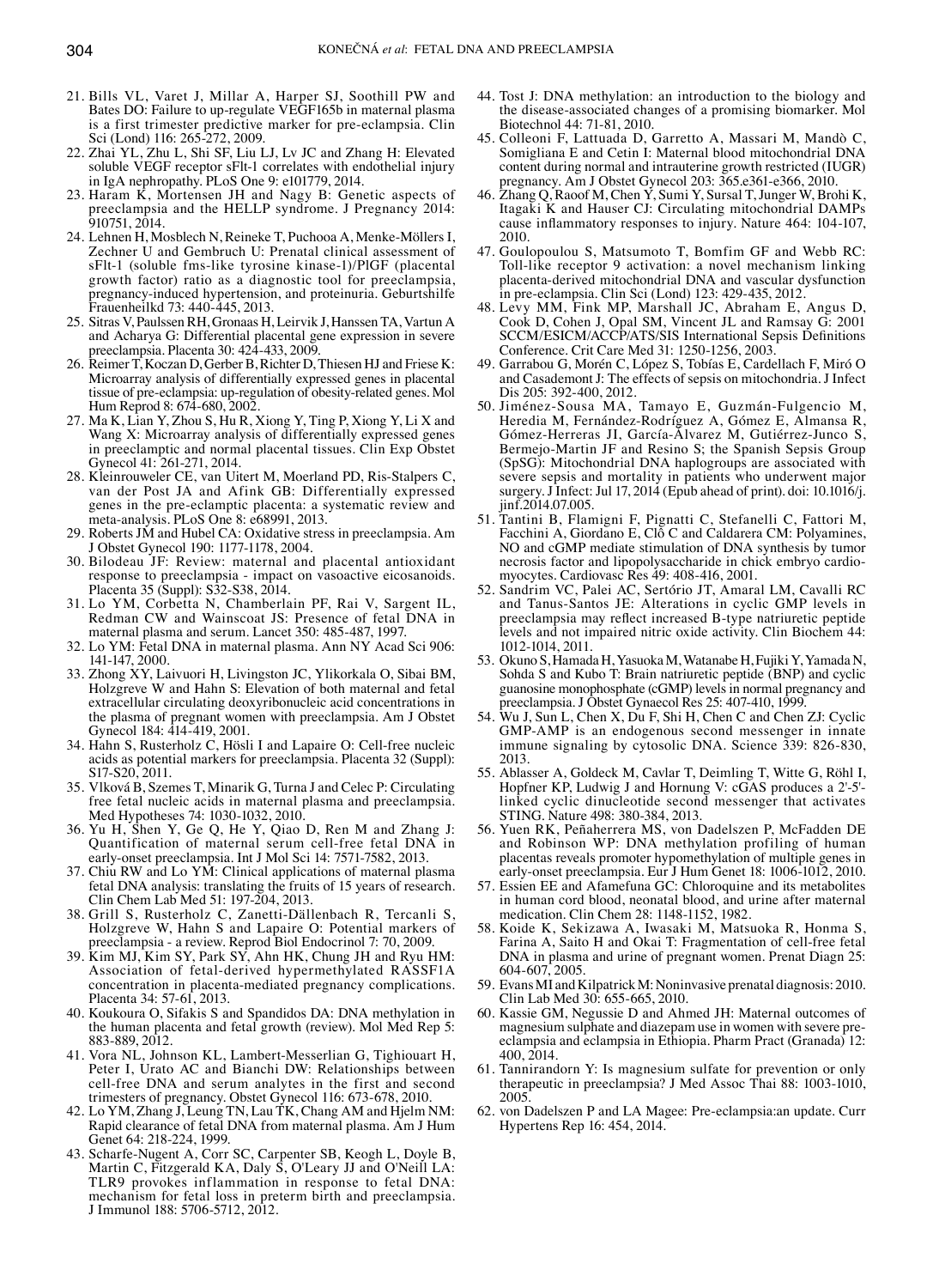21. Bills VL, Varet J, Millar A, Harper SJ, Soothill PW and Bates DO: Failure to up-regulate VEGF165b in maternal plasma is a first trimester predictive marker for pre-eclampsia. Clin Sci (Lond) 116: 265-272, 2009.
22. Zhai YL, Zhu L, Shi SF, Liu LJ, Lv JC and Zhang H: Elevated soluble VEGF receptor sFlt-1 correlates with endothelial injury in IgA nephropathy. PLoS One 9: e101779, 2014.
23. Haram K, Mortensen JH and Nagy B: Genetic aspects of preeclampsia and the HELLP syndrome. J Pregnancy 2014: 910751, 2014.
24. Lehnen H, Mosblech N, Reineke T, Puchooa A, Menke-Möllers I, Zechner U and Gembruch U: Prenatal clinical assessment of sFlt-1 (soluble fms-like tyrosine kinase-1)/PlGF (placental growth factor) ratio as a diagnostic tool for preeclampsia, pregnancy-induced hypertension, and proteinuria. Geburtshilfe Frauenheilkd 73: 440-445, 2013.
25. Sitras V, Paulssen RH, Gronaas H, Leirvik J, Hanssen TA, Vartun A and Acharya G: Differential placental gene expression in severe preeclampsia. Placenta 30: 424-433, 2009.
26. Reimer T, Koczan D, Gerber B, Richter D, Thiesen HJ and Friese K: Microarray analysis of differentially expressed genes in placental tissue of pre-eclampsia: up-regulation of obesity-related genes. Mol Hum Reprod 8: 674-680, 2002.
27. Ma K, Lian Y, Zhou S, Hu R, Xiong Y, Ting P, Xiong Y, Li X and Wang X: Microarray analysis of differentially expressed genes in preeclamptic and normal placental tissues. Clin Exp Obstet Gynecol 41: 261-271, 2014.
28. Kleinrouweler CE, van Uitert M, Moerland PD, Ris-Stalpers C, van der Post JA and Afink GB: Differentially expressed genes in the pre-eclamptic placenta: a systematic review and meta-analysis. PLoS One 8: e68991, 2013.
29. Roberts JM and Hubel CA: Oxidative stress in preeclampsia. Am J Obstet Gynecol 190: 1177-1178, 2004.
30. Bilodeau JF: Review: maternal and placental antioxidant response to preeclampsia - impact on vasoactive eicosanoids. Placenta 35 (Suppl): S32-S38, 2014.
31. Lo YM, Corbetta N, Chamberlain PF, Rai V, Sargent IL, Redman CW and Wainscoat JS: Presence of fetal DNA in maternal plasma and serum. Lancet 350: 485-487, 1997.
32. Lo YM: Fetal DNA in maternal plasma. Ann NY Acad Sci 906: 141-147, 2000.
33. Zhong XY, Laivuori H, Livingston JC, Ylikorkala O, Sibai BM, Holzgreve W and Hahn S: Elevation of both maternal and fetal extracellular circulating deoxyribonucleic acid concentrations in the plasma of pregnant women with preeclampsia. Am J Obstet Gynecol 184: 414-419, 2001.
34. Hahn S, Rusterholz C, Hösli I and Lapaire O: Cell-free nucleic acids as potential markers for preeclampsia. Placenta 32 (Suppl): S17-S20, 2011.
35. Vlková B, Szemes T, Minarik G, Turna J and Celec P: Circulating free fetal nucleic acids in maternal plasma and preeclampsia. Med Hypotheses 74: 1030-1032, 2010.
36. Yu H, Shen Y, Ge Q, He Y, Qiao D, Ren M and Zhang J: Quantification of maternal serum cell-free fetal DNA in early-onset preeclampsia. Int J Mol Sci 14: 7571-7582, 2013.
37. Chiu RW and Lo YM: Clinical applications of maternal plasma fetal DNA analysis: translating the fruits of 15 years of research. Clin Chem Lab Med 51: 197-204, 2013.
38. Grill S, Rusterholz C, Zanetti-Dällenbach R, Tercanli S, Holzgreve W, Hahn S and Lapaire O: Potential markers of preeclampsia - a review. Reprod Biol Endocrinol 7: 70, 2009.
39. Kim MJ, Kim SY, Park SY, Ahn HK, Chung JH and Ryu HM: Association of fetal-derived hypermethylated RASSF1A concentration in placenta-mediated pregnancy complications. Placenta 34: 57-61, 2013.
40. Koukoura O, Sifakis S and Spandidos DA: DNA methylation in the human placenta and fetal growth (review). Mol Med Rep 5: 883-889, 2012.
41. Vora NL, Johnson KL, Lambert-Messerlian G, Tighiouart H, Peter I, Urato AC and Bianchi DW: Relationships between cell-free DNA and serum analytes in the first and second trimesters of pregnancy. Obstet Gynecol 116: 673-678, 2010.
42. Lo YM, Zhang J, Leung TN, Lau TK, Chang AM and Hjelm NM: Rapid clearance of fetal DNA from maternal plasma. Am J Hum Genet 64: 218-224, 1999.
43. Scharfe-Nugent A, Corr SC, Carpenter SB, Keogh L, Doyle B, Martin C, Fitzgerald KA, Daly S, O'Leary JJ and O'Neill LA: TLR9 provokes inflammation in response to fetal DNA: mechanism for fetal loss in preterm birth and preeclampsia. J Immunol 188: 5706-5712, 2012.
44. Tost J: DNA methylation: an introduction to the biology and the disease-associated changes of a promising biomarker. Mol Biotechnol 44: 71-81, 2010.
45. Colleoni F, Lattuada D, Garretto A, Massari M, Mandò C, Somigliana E and Cetin I: Maternal blood mitochondrial DNA content during normal and intrauterine growth restricted (IUGR) pregnancy. Am J Obstet Gynecol 203: 365.e361-e366, 2010.
46. Zhang Q, Raoof M, Chen Y, Sumi Y, Sursal T, Junger W, Brohi K, Itagaki K and Hauser CJ: Circulating mitochondrial DAMPs cause inflammatory responses to injury. Nature 464: 104-107, 2010.
47. Goulopoulou S, Matsumoto T, Bomfim GF and Webb RC: Toll-like receptor 9 activation: a novel mechanism linking placenta-derived mitochondrial DNA and vascular dysfunction in pre-eclampsia. Clin Sci (Lond) 123: 429-435, 2012.
48. Levy MM, Fink MP, Marshall JC, Abraham E, Angus D, Cook D, Cohen J, Opal SM, Vincent JL and Ramsay G: 2001 SCCM/ESICM/ACCP/ATS/SIS International Sepsis Definitions Conference. Crit Care Med 31: 1250-1256, 2003.
49. Garrabou G, Morén C, López S, Tobías E, Cardellach F, Miró O and Casademont J: The effects of sepsis on mitochondria. J Infect Dis 205: 392-400, 2012.
50. Jiménez-Sousa MA, Tamayo E, Guzmán-Fulgencio M, Heredia M, Fernández-Rodríguez A, Gómez E, Almansa R, Gómez-Herreras JI, García-Álvarez M, Gutiérrez-Junco S, Bermejo-Martin JF and Resino S; the Spanish Sepsis Group (SpSG): Mitochondrial DNA haplogroups are associated with severe sepsis and mortality in patients who underwent major surgery. J Infect: Jul 17, 2014 (Epub ahead of print). doi: 10.1016/j.jinf.2014.07.005.
51. Tantini B, Flamigni F, Pignatti C, Stefanelli C, Fattori M, Facchini A, Giordano E, Clò C and Caldarera CM: Polyamines, NO and cGMP mediate stimulation of DNA synthesis by tumor necrosis factor and lipopolysaccharide in chick embryo cardiomyocytes. Cardiovasc Res 49: 408-416, 2001.
52. Sandrim VC, Palei AC, Sertório JT, Amaral LM, Cavalli RC and Tanus-Santos JE: Alterations in cyclic GMP levels in preeclampsia may reflect increased B-type natriuretic peptide levels and not impaired nitric oxide activity. Clin Biochem 44: 1012-1014, 2011.
53. Okuno S, Hamada H, Yasuoka M, Watanabe H, Fujiki Y, Yamada N, Sohda S and Kubo T: Brain natriuretic peptide (BNP) and cyclic guanosine monophosphate (cGMP) levels in normal pregnancy and preeclampsia. J Obstet Gynaecol Res 25: 407-410, 1999.
54. Wu J, Sun L, Chen X, Du F, Shi H, Chen C and Chen ZJ: Cyclic GMP-AMP is an endogenous second messenger in innate immune signaling by cytosolic DNA. Science 339: 826-830, 2013.
55. Ablasser A, Goldeck M, Cavlar T, Deimling T, Witte G, Röhl I, Hopfner KP, Ludwig J and Hornung V: cGAS produces a 2'-5'-linked cyclic dinucleotide second messenger that activates STING. Nature 498: 380-384, 2013.
56. Yuen RK, Peñaherrera MS, von Dadelszen P, McFadden DE and Robinson WP: DNA methylation profiling of human placentas reveals promoter hypomethylation of multiple genes in early-onset preeclampsia. Eur J Hum Genet 18: 1006-1012, 2010.
57. Essien EE and Afamefuna GC: Chloroquine and its metabolites in human cord blood, neonatal blood, and urine after maternal medication. Clin Chem 28: 1148-1152, 1982.
58. Koide K, Sekizawa A, Iwasaki M, Matsuoka R, Honma S, Farina A, Saito H and Okai T: Fragmentation of cell-free fetal DNA in plasma and urine of pregnant women. Prenat Diagn 25: 604-607, 2005.
59. Evans MI and Kilpatrick M: Noninvasive prenatal diagnosis: 2010. Clin Lab Med 30: 655-665, 2010.
60. Kassie GM, Negussie D and Ahmed JH: Maternal outcomes of magnesium sulphate and diazepam use in women with severe pre-eclampsia and eclampsia in Ethiopia. Pharm Pract (Granada) 12: 400, 2014.
61. Tannirandorn Y: Is magnesium sulfate for prevention or only therapeutic in preeclampsia? J Med Assoc Thai 88: 1003-1010, 2005.
62. von Dadelszen P and LA Magee: Pre-eclampsia:an update. Curr Hypertens Rep 16: 454, 2014.